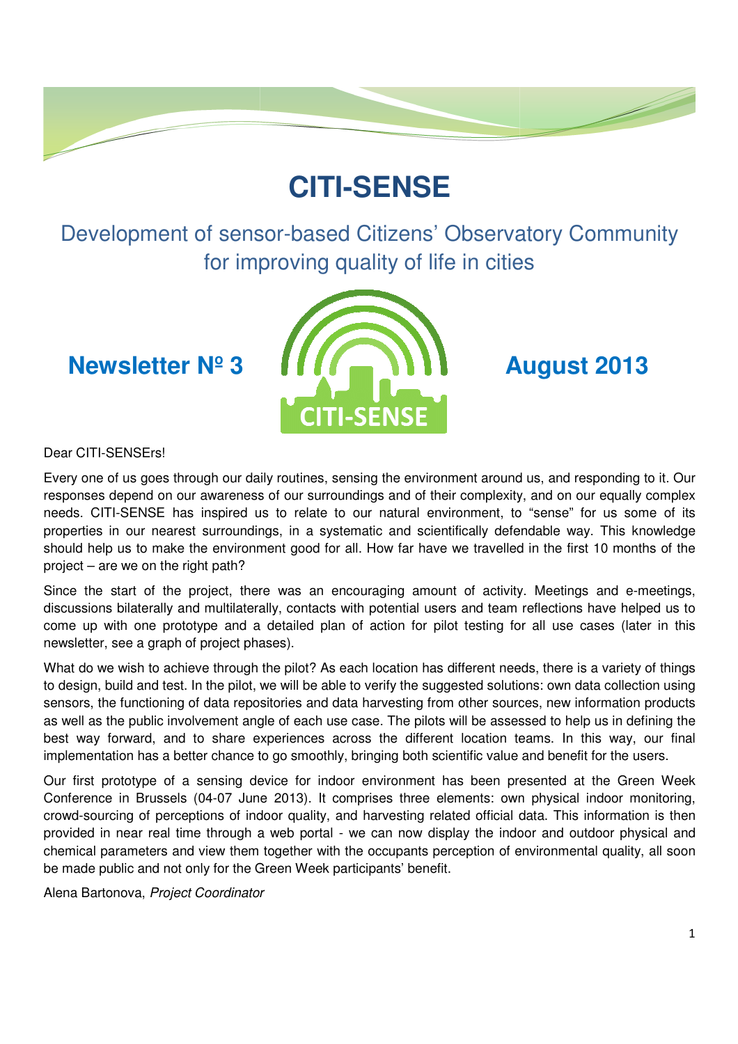# CITI-SENSE

## Development of sensor-based Citizens' Observatory Community for improving quality of life in cities

**Newsletter Nº 3** **August 2013**

Dear CITI-SENSErs!

Every one of us goes through our daily routines, sensing the environment around us, and responding to it. Our responses depend on our awareness of our surroundings and of their complexity, and on our equally complex needs. CITI-SENSE has inspired us to relate to our natural environment, to "sense" for us some of its properties in our nearest surroundings, in a systematic and scientifically defendable way. This knowledge should help us to make the environment good for all. How far have we travelled in the first 10 months of the project – are we on the right path?

Since the start of the project, there was an encouraging amount of activity. Meetings and e-meetings, discussions bilaterally and multilaterally, contacts with potential users and team reflections have helped us to come up with one prototype and a detailed plan of action for pilot testing for all use cases (later in this newsletter, see a graph of project phases).

What do we wish to achieve through the pilot? As each location has different needs, there is a variety of things to design, build and test. In the pilot, we will be able to verify the suggested solutions: own data collection using sensors, the functioning of data repositories and data harvesting from other sources, new information products as well as the public involvement angle of each use case. The pilots will be assessed to help us in defining the best way forward, and to share experiences across the different location teams. In this way, our final implementation has a better chance to go smoothly, bringing both scientific value and benefit for the users.

Our first prototype of a sensing device for indoor environment has been presented at the Green Week Conference in Brussels (04-07 June 2013). It comprises three elements: own physical indoor monitoring, crowd-sourcing of perceptions of indoor quality, and harvesting related official data. This information is then provided in near real time through a web portal - we can now display the indoor and outdoor physical and chemical parameters and view them together with the occupants perception of environmental quality, all soon be made public and not only for the Green Week participants' benefit.

Alena Bartonova, *Project Coordinator*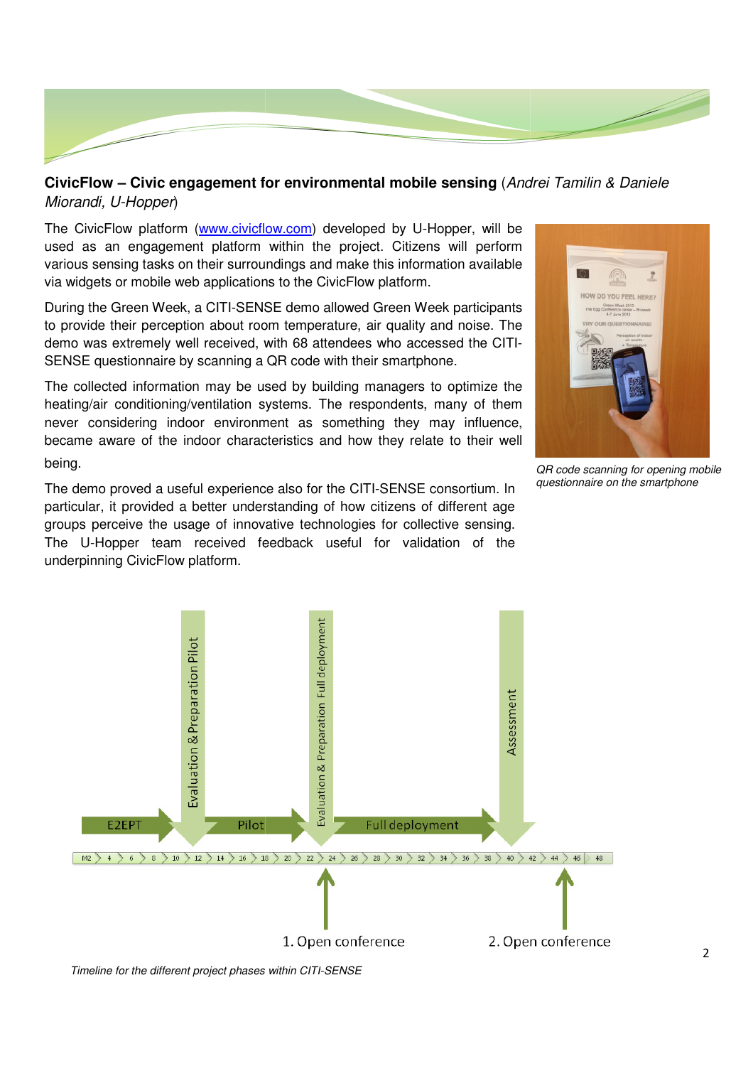**CivicFlow – Civic engagement for environmental mobile sensing** (*Andrei Tamilin & Daniele Miorandi, U-Hopper*)

The CivicFlow platform (www.civicflow.com) developed by U-Hopper, will be used as an engagement platform within the project. Citizens will perform various sensing tasks on their surroundings and make this information available via widgets or mobile web applications to the CivicFlow platform.

During the Green Week, a CITI-SENSE demo allowed Green Week participants to provide their perception about room temperature, air quality and noise. The demo was extremely well received, with 68 attendees who accessed the CITI-SENSE questionnaire by scanning a QR code with their smartphone.

The collected information may be used by building managers to optimize the heating/air conditioning/ventilation systems. The respondents, many of them never considering indoor environment as something they may influence, became aware of the indoor characteristics and how they relate to their well being.

*QR code scanning for opening mobile questionnaire on the smartphone*

The demo proved a useful experience also for the CITI-SENSE consortium. In particular, it provided a better understanding of how citizens of different age groups perceive the usage of innovative technologies for collective sensing. The U-Hopper team received feedback useful for validation of the underpinning CivicFlow platform.

*Timeline for the different project phases within CITI-SENSE*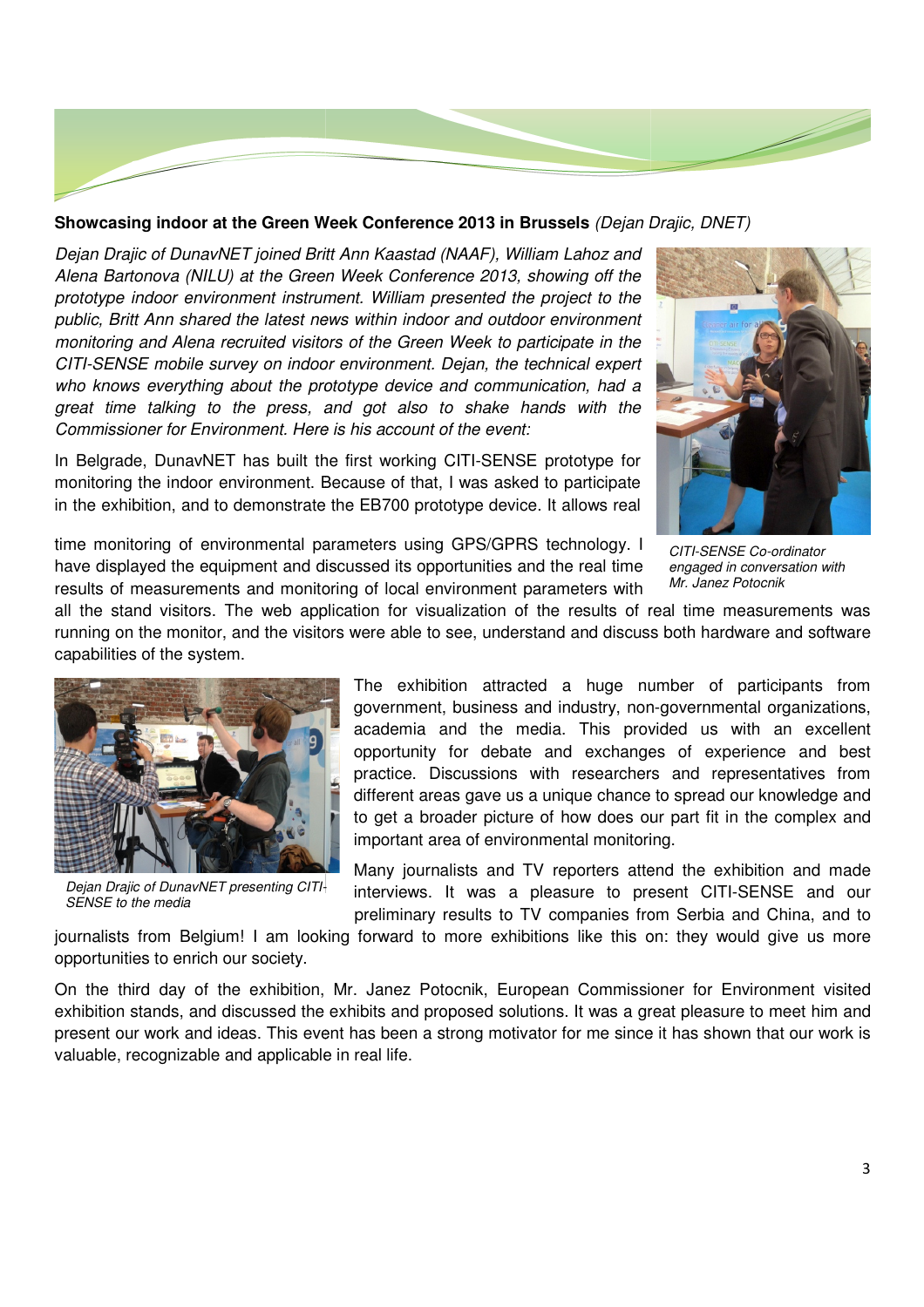**Showcasing indoor at the Green Week Conference 2013 in Brussels** *(Dejan Drajic, DNET)*

*Dejan Drajic of DunavNET joined Britt Ann Kaastad (NAAF), William Lahoz and Alena Bartonova (NILU) at the Green Week Conference 2013, showing off the prototype indoor environment instrument. William presented the project to the public, Britt Ann shared the latest news within indoor and outdoor environment monitoring and Alena recruited visitors of the Green Week to participate in the CITI-SENSE mobile survey on indoor environment. Dejan, the technical expert who knows everything about the prototype device and communication, had a great time talking to the press, and got also to shake hands with the Commissioner for Environment. Here is his account of the event:*

In Belgrade, DunavNET has built the first working CITI-SENSE prototype for monitoring the indoor environment. Because of that, I was asked to participate in the exhibition, and to demonstrate the EB700 prototype device. It allows real time monitoring of environmental parameters using GPS/GPRS technology. I have displayed the equipment and discussed its opportunities and the real time results of measurements and monitoring of local environment parameters with all the stand visitors. The web application for visualization of the results of real time measurements was running on the monitor, and the visitors were able to see, understand and discuss both hardware and software capabilities of the system.

*CITI-SENSE Co-ordinator engaged in conversation with Mr. Janez Potocnik*

The exhibition attracted a huge number of participants from government, business and industry, non-governmental organizations, academia and the media. This provided us with an excellent opportunity for debate and exchanges of experience and best practice. Discussions with researchers and representatives from different areas gave us a unique chance to spread our knowledge and to get a broader picture of how does our part fit in the complex and important area of environmental monitoring.

*Dejan Drajic of DunavNET presenting CITI-SENSE to the media*

Many journalists and TV reporters attend the exhibition and made interviews. It was a pleasure to present CITI-SENSE and our preliminary results to TV companies from Serbia and China, and to journalists from Belgium! I am looking forward to more exhibitions like this on: they would give us more opportunities to enrich our society.

On the third day of the exhibition, Mr. Janez Potocnik, European Commissioner for Environment visited exhibition stands, and discussed the exhibits and proposed solutions. It was a great pleasure to meet him and present our work and ideas. This event has been a strong motivator for me since it has shown that our work is valuable, recognizable and applicable in real life.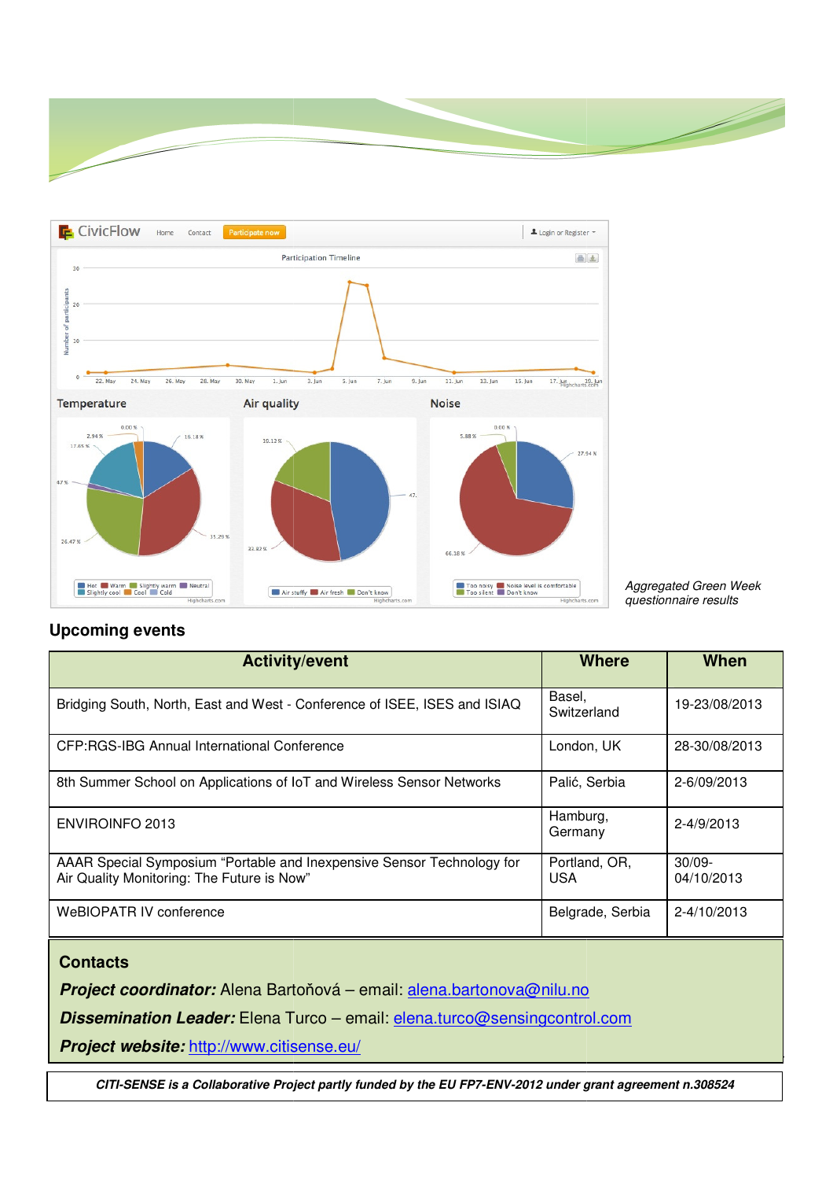CivicFlow Home Contact Participate now Login or Register

Participation Timeline

30
20
10
0

Number of participants

22. May 24. May 26. May 28. May 30. May 1. Jun 3. Jun 5. Jun 7. Jun 9. Jun 11. Jun 13. Jun 15. Jun 17. Jun 19. Jun

Highcharts.com

Temperature

0.00 %
2.94 %
16.18 %
17.65 %
1.47 %
26.47 %
35.29 %

Hot Warm Slightly warm Neutral Slightly cool Cool Cold

Highcharts.com

Air quality

10.12 %
47.
32.82 %

Air stuffy Air fresh Don't know

Highcharts.com

Noise

0.00 %
5.88 %
27.94 %
66.18 %

Too noisy Noise level is comfortable Too silent Don't know

Highcharts.com

*Aggregated Green Week questionnaire results*

## Upcoming events

| Activity/event | Where | When |
|---|---|---|
| Bridging South, North, East and West - Conference of ISEE, ISES and ISIAQ | Basel, Switzerland | 19-23/08/2013 |
| CFP:RGS-IBG Annual International Conference | London, UK | 28-30/08/2013 |
| 8th Summer School on Applications of IoT and Wireless Sensor Networks | Palić, Serbia | 2-6/09/2013 |
| ENVIROINFO 2013 | Hamburg, Germany | 2-4/9/2013 |
| AAAR Special Symposium “Portable and Inexpensive Sensor Technology for Air Quality Monitoring: The Future is Now” | Portland, OR, USA | 30/09-04/10/2013 |
| WeBIOPATR IV conference | Belgrade, Serbia | 2-4/10/2013 |

## Contacts

***Project coordinator:*** Alena Bartoňová – email: alena.bartonova@nilu.no

***Dissemination Leader:*** Elena Turco – email: elena.turco@sensingcontrol.com

***Project website:*** http://www.citisense.eu/

***CITI-SENSE is a Collaborative Project partly funded by the EU FP7-ENV-2012 under grant agreement n.308524***